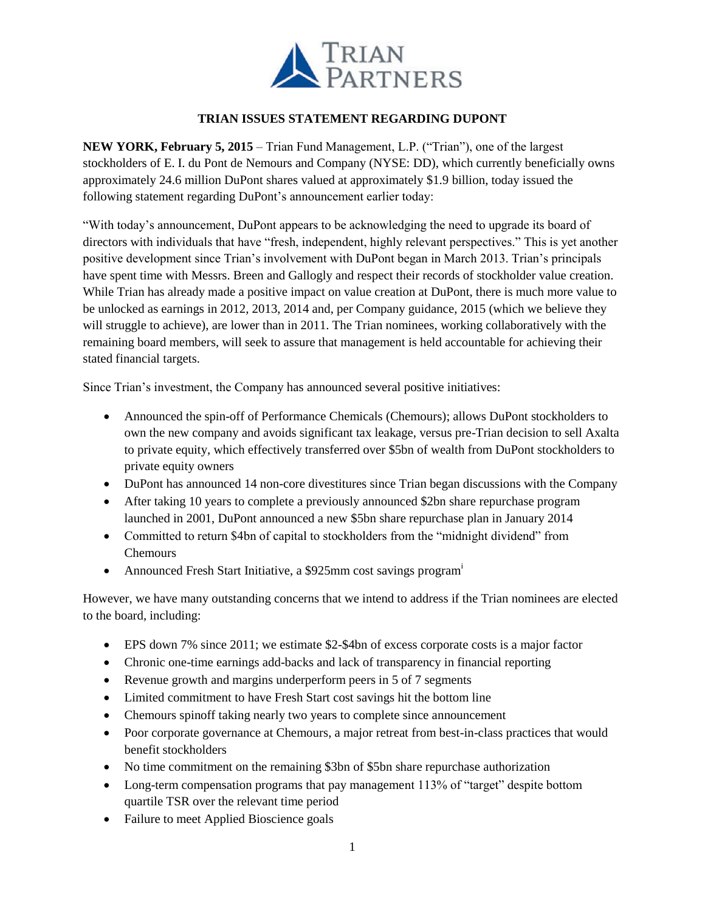# TRIAN ISSUES STATEMENT REGARDING DUPONT

**NEW YORK, February 5, 2015** – Trian Fund Management, L.P. ("Trian"), one of the largest stockholders of E. I. du Pont de Nemours and Company (NYSE: DD), which currently beneficially owns approximately 24.6 million DuPont shares valued at approximately $1.9 billion, today issued the following statement regarding DuPont's announcement earlier today:

"With today's announcement, DuPont appears to be acknowledging the need to upgrade its board of directors with individuals that have "fresh, independent, highly relevant perspectives." This is yet another positive development since Trian's involvement with DuPont began in March 2013. Trian's principals have spent time with Messrs. Breen and Gallogly and respect their records of stockholder value creation. While Trian has already made a positive impact on value creation at DuPont, there is much more value to be unlocked as earnings in 2012, 2013, 2014 and, per Company guidance, 2015 (which we believe they will struggle to achieve), are lower than in 2011. The Trian nominees, working collaboratively with the remaining board members, will seek to assure that management is held accountable for achieving their stated financial targets.

Since Trian's investment, the Company has announced several positive initiatives:

- Announced the spin-off of Performance Chemicals (Chemours); allows DuPont stockholders to own the new company and avoids significant tax leakage, versus pre-Trian decision to sell Axalta to private equity, which effectively transferred over $5bn of wealth from DuPont stockholders to private equity owners
- DuPont has announced 14 non-core divestitures since Trian began discussions with the Company
- After taking 10 years to complete a previously announced $2bn share repurchase program launched in 2001, DuPont announced a new $5bn share repurchase plan in January 2014
- Committed to return $4bn of capital to stockholders from the "midnight dividend" from Chemours
- Announced Fresh Start Initiative, a $925mm cost savings program[i]

However, we have many outstanding concerns that we intend to address if the Trian nominees are elected to the board, including:

- EPS down 7% since 2011; we estimate $2-$4bn of excess corporate costs is a major factor
- Chronic one-time earnings add-backs and lack of transparency in financial reporting
- Revenue growth and margins underperform peers in 5 of 7 segments
- Limited commitment to have Fresh Start cost savings hit the bottom line
- Chemours spinoff taking nearly two years to complete since announcement
- Poor corporate governance at Chemours, a major retreat from best-in-class practices that would benefit stockholders
- No time commitment on the remaining $3bn of $5bn share repurchase authorization
- Long-term compensation programs that pay management 113% of "target" despite bottom quartile TSR over the relevant time period
- Failure to meet Applied Bioscience goals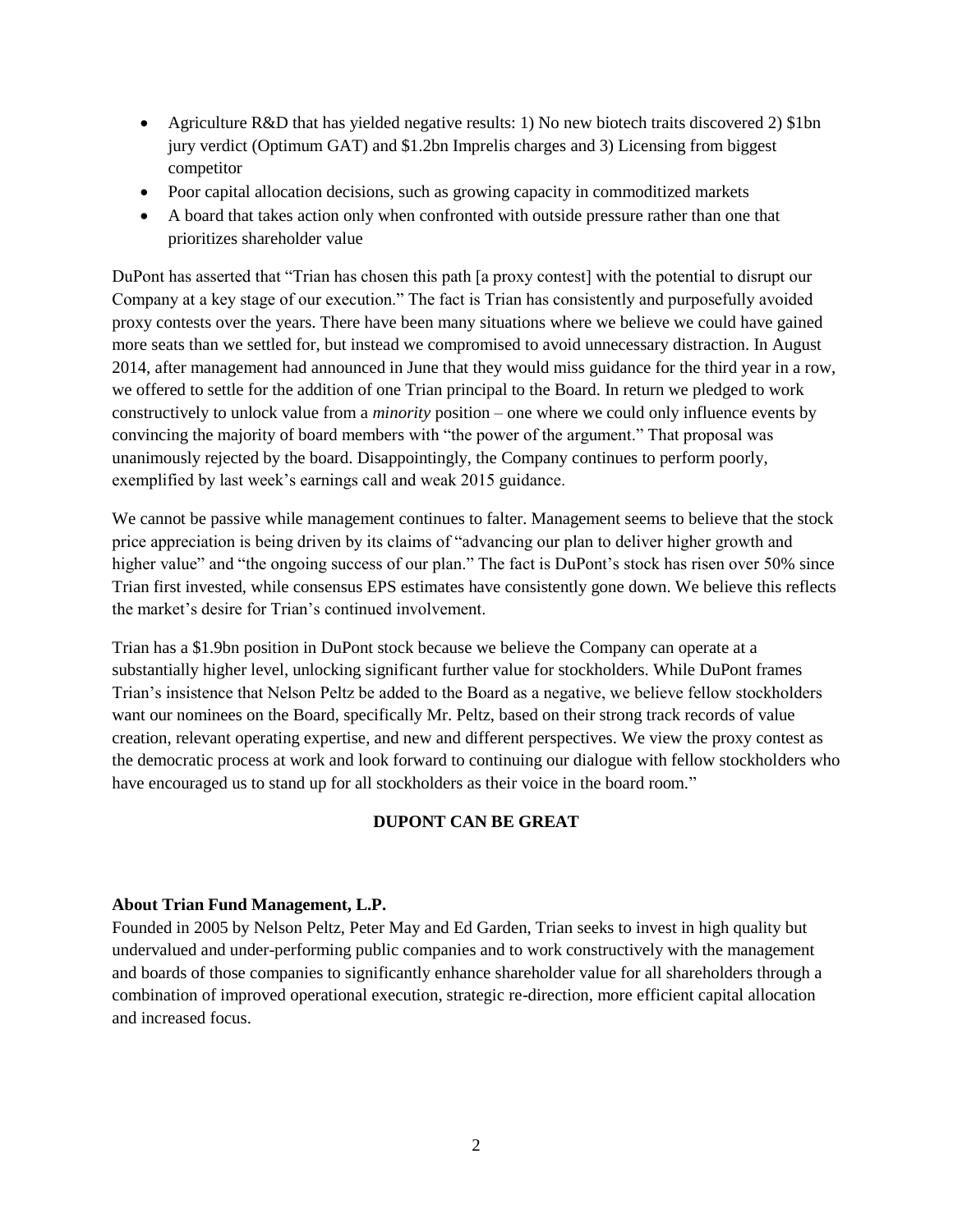- Agriculture R&D that has yielded negative results: 1) No new biotech traits discovered 2) $1bn jury verdict (Optimum GAT) and $1.2bn Imprelis charges and 3) Licensing from biggest competitor
- Poor capital allocation decisions, such as growing capacity in commoditized markets
- A board that takes action only when confronted with outside pressure rather than one that prioritizes shareholder value

DuPont has asserted that "Trian has chosen this path [a proxy contest] with the potential to disrupt our Company at a key stage of our execution." The fact is Trian has consistently and purposefully avoided proxy contests over the years. There have been many situations where we believe we could have gained more seats than we settled for, but instead we compromised to avoid unnecessary distraction. In August 2014, after management had announced in June that they would miss guidance for the third year in a row, we offered to settle for the addition of one Trian principal to the Board. In return we pledged to work constructively to unlock value from a *minority* position – one where we could only influence events by convincing the majority of board members with "the power of the argument." That proposal was unanimously rejected by the board. Disappointingly, the Company continues to perform poorly, exemplified by last week's earnings call and weak 2015 guidance.

We cannot be passive while management continues to falter. Management seems to believe that the stock price appreciation is being driven by its claims of "advancing our plan to deliver higher growth and higher value" and "the ongoing success of our plan." The fact is DuPont's stock has risen over 50% since Trian first invested, while consensus EPS estimates have consistently gone down. We believe this reflects the market's desire for Trian's continued involvement.

Trian has a $1.9bn position in DuPont stock because we believe the Company can operate at a substantially higher level, unlocking significant further value for stockholders. While DuPont frames Trian's insistence that Nelson Peltz be added to the Board as a negative, we believe fellow stockholders want our nominees on the Board, specifically Mr. Peltz, based on their strong track records of value creation, relevant operating expertise, and new and different perspectives. We view the proxy contest as the democratic process at work and look forward to continuing our dialogue with fellow stockholders who have encouraged us to stand up for all stockholders as their voice in the board room."

**DUPONT CAN BE GREAT**

**About Trian Fund Management, L.P.**
Founded in 2005 by Nelson Peltz, Peter May and Ed Garden, Trian seeks to invest in high quality but undervalued and under-performing public companies and to work constructively with the management and boards of those companies to significantly enhance shareholder value for all shareholders through a combination of improved operational execution, strategic re-direction, more efficient capital allocation and increased focus.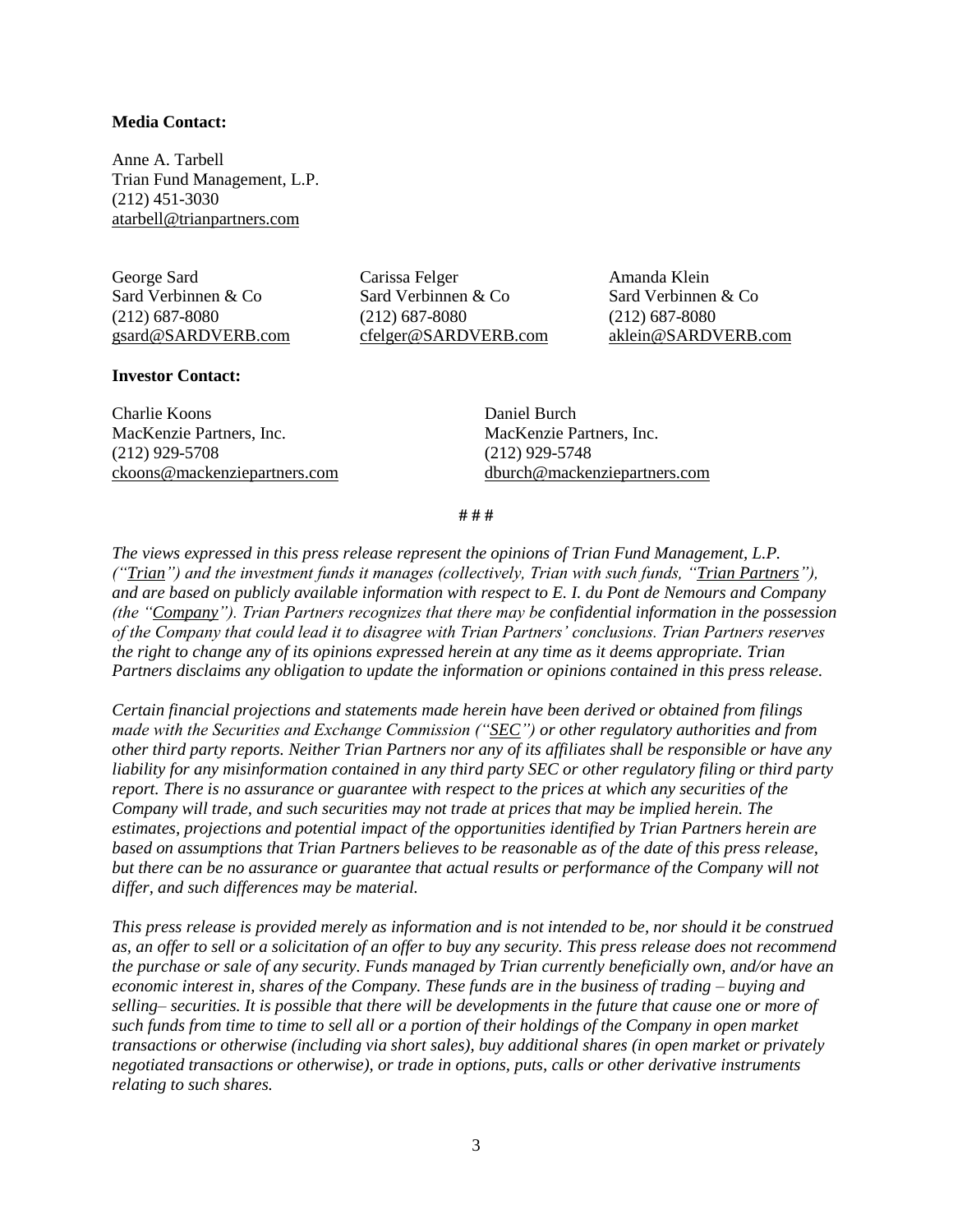**Media Contact:**

Anne A. Tarbell
Trian Fund Management, L.P.
(212) 451-3030
atarbell@trianpartners.com

George Sard
Sard Verbinnen & Co
(212) 687-8080
gsard@SARDVERB.com

Carissa Felger
Sard Verbinnen & Co
(212) 687-8080
cfelger@SARDVERB.com

Amanda Klein
Sard Verbinnen & Co
(212) 687-8080
aklein@SARDVERB.com

**Investor Contact:**

Charlie Koons
MacKenzie Partners, Inc.
(212) 929-5708
ckoons@mackenziepartners.com

Daniel Burch
MacKenzie Partners, Inc.
(212) 929-5748
dburch@mackenziepartners.com

# # #

*The views expressed in this press release represent the opinions of Trian Fund Management, L.P. ("Trian") and the investment funds it manages (collectively, Trian with such funds, "Trian Partners"), and are based on publicly available information with respect to E. I. du Pont de Nemours and Company (the "Company"). Trian Partners recognizes that there may be confidential information in the possession of the Company that could lead it to disagree with Trian Partners' conclusions. Trian Partners reserves the right to change any of its opinions expressed herein at any time as it deems appropriate. Trian Partners disclaims any obligation to update the information or opinions contained in this press release.*

*Certain financial projections and statements made herein have been derived or obtained from filings made with the Securities and Exchange Commission ("SEC") or other regulatory authorities and from other third party reports. Neither Trian Partners nor any of its affiliates shall be responsible or have any liability for any misinformation contained in any third party SEC or other regulatory filing or third party report. There is no assurance or guarantee with respect to the prices at which any securities of the Company will trade, and such securities may not trade at prices that may be implied herein. The estimates, projections and potential impact of the opportunities identified by Trian Partners herein are based on assumptions that Trian Partners believes to be reasonable as of the date of this press release, but there can be no assurance or guarantee that actual results or performance of the Company will not differ, and such differences may be material.*

*This press release is provided merely as information and is not intended to be, nor should it be construed as, an offer to sell or a solicitation of an offer to buy any security. This press release does not recommend the purchase or sale of any security. Funds managed by Trian currently beneficially own, and/or have an economic interest in, shares of the Company. These funds are in the business of trading – buying and selling– securities. It is possible that there will be developments in the future that cause one or more of such funds from time to time to sell all or a portion of their holdings of the Company in open market transactions or otherwise (including via short sales), buy additional shares (in open market or privately negotiated transactions or otherwise), or trade in options, puts, calls or other derivative instruments relating to such shares.*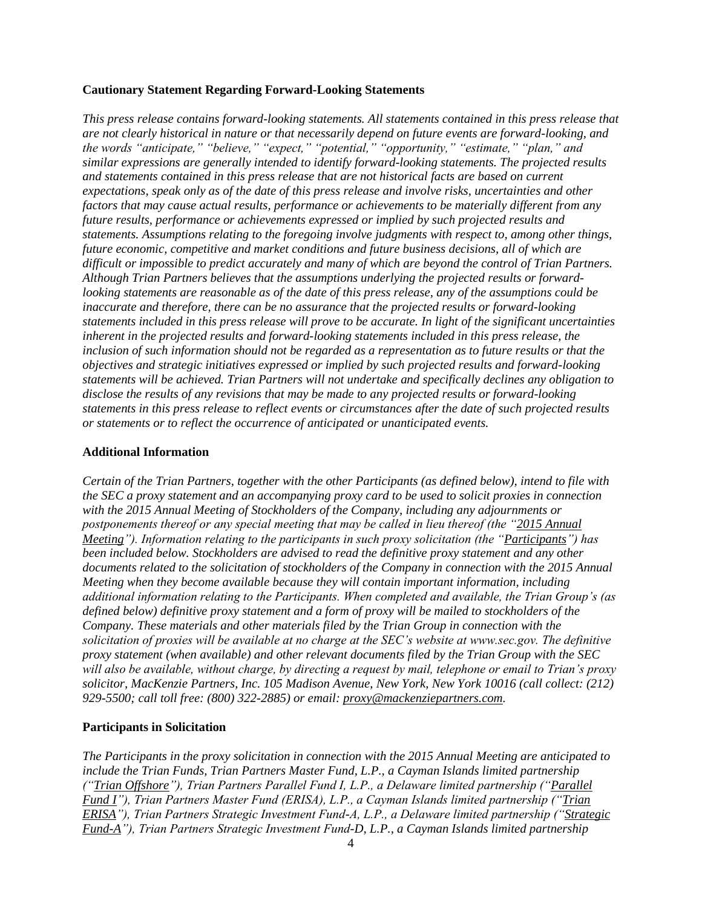**Cautionary Statement Regarding Forward-Looking Statements**

*This press release contains forward-looking statements. All statements contained in this press release that are not clearly historical in nature or that necessarily depend on future events are forward-looking, and the words "anticipate," "believe," "expect," "potential," "opportunity," "estimate," "plan," and similar expressions are generally intended to identify forward-looking statements. The projected results and statements contained in this press release that are not historical facts are based on current expectations, speak only as of the date of this press release and involve risks, uncertainties and other factors that may cause actual results, performance or achievements to be materially different from any future results, performance or achievements expressed or implied by such projected results and statements. Assumptions relating to the foregoing involve judgments with respect to, among other things, future economic, competitive and market conditions and future business decisions, all of which are difficult or impossible to predict accurately and many of which are beyond the control of Trian Partners. Although Trian Partners believes that the assumptions underlying the projected results or forward-looking statements are reasonable as of the date of this press release, any of the assumptions could be inaccurate and therefore, there can be no assurance that the projected results or forward-looking statements included in this press release will prove to be accurate. In light of the significant uncertainties inherent in the projected results and forward-looking statements included in this press release, the inclusion of such information should not be regarded as a representation as to future results or that the objectives and strategic initiatives expressed or implied by such projected results and forward-looking statements will be achieved. Trian Partners will not undertake and specifically declines any obligation to disclose the results of any revisions that may be made to any projected results or forward-looking statements in this press release to reflect events or circumstances after the date of such projected results or statements or to reflect the occurrence of anticipated or unanticipated events.*

**Additional Information**

*Certain of the Trian Partners, together with the other Participants (as defined below), intend to file with the SEC a proxy statement and an accompanying proxy card to be used to solicit proxies in connection with the 2015 Annual Meeting of Stockholders of the Company, including any adjournments or postponements thereof or any special meeting that may be called in lieu thereof (the "2015 Annual Meeting"). Information relating to the participants in such proxy solicitation (the "Participants") has been included below. Stockholders are advised to read the definitive proxy statement and any other documents related to the solicitation of stockholders of the Company in connection with the 2015 Annual Meeting when they become available because they will contain important information, including additional information relating to the Participants. When completed and available, the Trian Group's (as defined below) definitive proxy statement and a form of proxy will be mailed to stockholders of the Company. These materials and other materials filed by the Trian Group in connection with the solicitation of proxies will be available at no charge at the SEC's website at www.sec.gov. The definitive proxy statement (when available) and other relevant documents filed by the Trian Group with the SEC will also be available, without charge, by directing a request by mail, telephone or email to Trian's proxy solicitor, MacKenzie Partners, Inc. 105 Madison Avenue, New York, New York 10016 (call collect: (212) 929-5500; call toll free: (800) 322-2885) or email: proxy@mackenziepartners.com.*

**Participants in Solicitation**

*The Participants in the proxy solicitation in connection with the 2015 Annual Meeting are anticipated to include the Trian Funds, Trian Partners Master Fund, L.P., a Cayman Islands limited partnership ("Trian Offshore"), Trian Partners Parallel Fund I, L.P., a Delaware limited partnership ("Parallel Fund I"), Trian Partners Master Fund (ERISA), L.P., a Cayman Islands limited partnership ("Trian ERISA"), Trian Partners Strategic Investment Fund-A, L.P., a Delaware limited partnership ("Strategic Fund-A"), Trian Partners Strategic Investment Fund-D, L.P., a Cayman Islands limited partnership*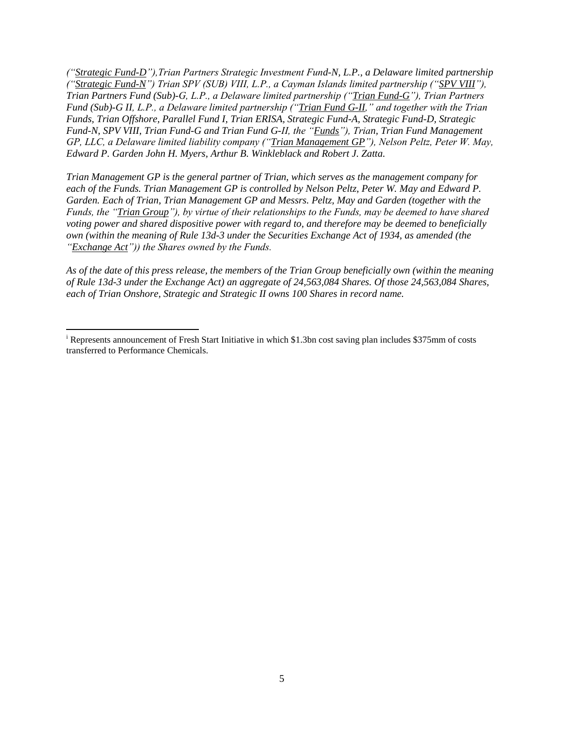*("Strategic Fund-D"),Trian Partners Strategic Investment Fund-N, L.P., a Delaware limited partnership ("Strategic Fund-N") Trian SPV (SUB) VIII, L.P., a Cayman Islands limited partnership ("SPV VIII"), Trian Partners Fund (Sub)-G, L.P., a Delaware limited partnership ("Trian Fund-G"), Trian Partners Fund (Sub)-G II, L.P., a Delaware limited partnership ("Trian Fund G-II," and together with the Trian Funds, Trian Offshore, Parallel Fund I, Trian ERISA, Strategic Fund-A, Strategic Fund-D, Strategic Fund-N, SPV VIII, Trian Fund-G and Trian Fund G-II, the "Funds"), Trian, Trian Fund Management GP, LLC, a Delaware limited liability company ("Trian Management GP"), Nelson Peltz, Peter W. May, Edward P. Garden John H. Myers, Arthur B. Winkleblack and Robert J. Zatta.*

*Trian Management GP is the general partner of Trian, which serves as the management company for each of the Funds. Trian Management GP is controlled by Nelson Peltz, Peter W. May and Edward P. Garden. Each of Trian, Trian Management GP and Messrs. Peltz, May and Garden (together with the Funds, the "Trian Group"), by virtue of their relationships to the Funds, may be deemed to have shared voting power and shared dispositive power with regard to, and therefore may be deemed to beneficially own (within the meaning of Rule 13d-3 under the Securities Exchange Act of 1934, as amended (the "Exchange Act")) the Shares owned by the Funds.*

*As of the date of this press release, the members of the Trian Group beneficially own (within the meaning of Rule 13d-3 under the Exchange Act) an aggregate of 24,563,084 Shares. Of those 24,563,084 Shares, each of Trian Onshore, Strategic and Strategic II owns 100 Shares in record name.*

---

[i] Represents announcement of Fresh Start Initiative in which \$1.3bn cost saving plan includes \$375mm of costs transferred to Performance Chemicals.